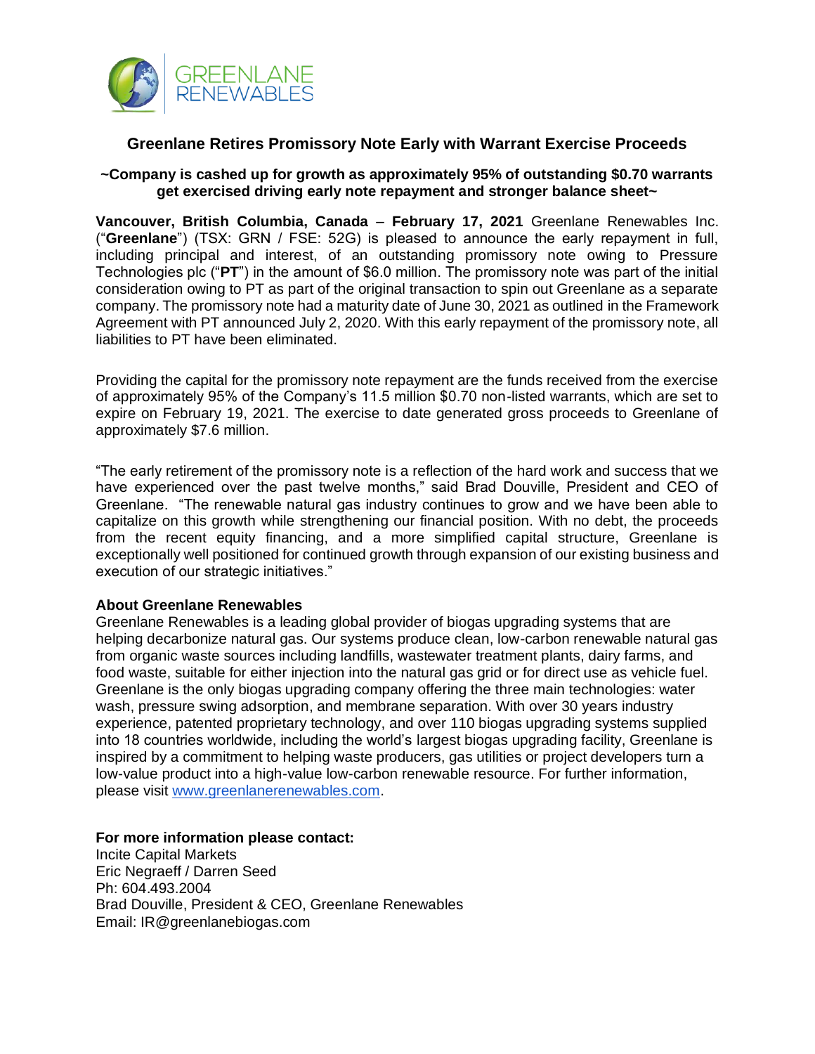# Greenlane Retires Promissory Note Early with Warrant Exercise Proceeds

**~Company is cashed up for growth as approximately 95% of outstanding $0.70 warrants get exercised driving early note repayment and stronger balance sheet~**

**Vancouver, British Columbia, Canada** – **February 17, 2021** Greenlane Renewables Inc. ("**Greenlane**") (TSX: GRN / FSE: 52G) is pleased to announce the early repayment in full, including principal and interest, of an outstanding promissory note owing to Pressure Technologies plc ("**PT**") in the amount of $6.0 million. The promissory note was part of the initial consideration owing to PT as part of the original transaction to spin out Greenlane as a separate company. The promissory note had a maturity date of June 30, 2021 as outlined in the Framework Agreement with PT announced July 2, 2020. With this early repayment of the promissory note, all liabilities to PT have been eliminated.

Providing the capital for the promissory note repayment are the funds received from the exercise of approximately 95% of the Company's 11.5 million $0.70 non-listed warrants, which are set to expire on February 19, 2021. The exercise to date generated gross proceeds to Greenlane of approximately $7.6 million.

"The early retirement of the promissory note is a reflection of the hard work and success that we have experienced over the past twelve months," said Brad Douville, President and CEO of Greenlane. "The renewable natural gas industry continues to grow and we have been able to capitalize on this growth while strengthening our financial position. With no debt, the proceeds from the recent equity financing, and a more simplified capital structure, Greenlane is exceptionally well positioned for continued growth through expansion of our existing business and execution of our strategic initiatives."

**About Greenlane Renewables**

Greenlane Renewables is a leading global provider of biogas upgrading systems that are helping decarbonize natural gas. Our systems produce clean, low-carbon renewable natural gas from organic waste sources including landfills, wastewater treatment plants, dairy farms, and food waste, suitable for either injection into the natural gas grid or for direct use as vehicle fuel. Greenlane is the only biogas upgrading company offering the three main technologies: water wash, pressure swing adsorption, and membrane separation. With over 30 years industry experience, patented proprietary technology, and over 110 biogas upgrading systems supplied into 18 countries worldwide, including the world's largest biogas upgrading facility, Greenlane is inspired by a commitment to helping waste producers, gas utilities or project developers turn a low-value product into a high-value low-carbon renewable resource. For further information, please visit www.greenlanerenewables.com.

**For more information please contact:**

Incite Capital Markets
Eric Negraeff / Darren Seed
Ph: 604.493.2004
Brad Douville, President & CEO, Greenlane Renewables
Email: IR@greenlanebiogas.com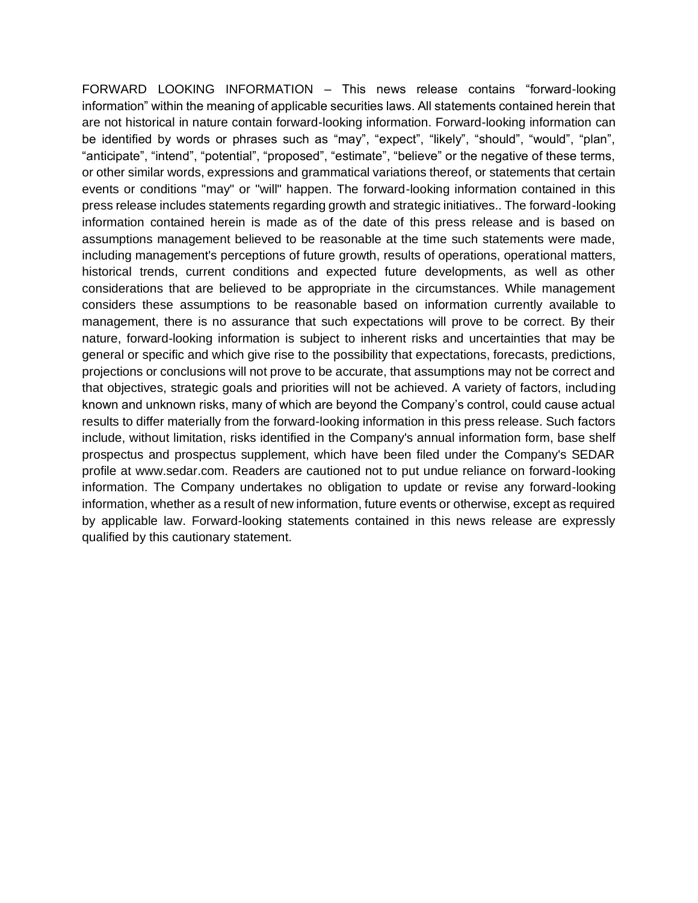FORWARD LOOKING INFORMATION – This news release contains “forward-looking information” within the meaning of applicable securities laws. All statements contained herein that are not historical in nature contain forward-looking information. Forward-looking information can be identified by words or phrases such as “may”, “expect”, “likely”, “should”, “would”, “plan”, “anticipate”, “intend”, “potential”, “proposed”, “estimate”, “believe” or the negative of these terms, or other similar words, expressions and grammatical variations thereof, or statements that certain events or conditions "may" or "will" happen. The forward-looking information contained in this press release includes statements regarding growth and strategic initiatives.. The forward-looking information contained herein is made as of the date of this press release and is based on assumptions management believed to be reasonable at the time such statements were made, including management's perceptions of future growth, results of operations, operational matters, historical trends, current conditions and expected future developments, as well as other considerations that are believed to be appropriate in the circumstances. While management considers these assumptions to be reasonable based on information currently available to management, there is no assurance that such expectations will prove to be correct. By their nature, forward-looking information is subject to inherent risks and uncertainties that may be general or specific and which give rise to the possibility that expectations, forecasts, predictions, projections or conclusions will not prove to be accurate, that assumptions may not be correct and that objectives, strategic goals and priorities will not be achieved. A variety of factors, including known and unknown risks, many of which are beyond the Company’s control, could cause actual results to differ materially from the forward-looking information in this press release. Such factors include, without limitation, risks identified in the Company's annual information form, base shelf prospectus and prospectus supplement, which have been filed under the Company's SEDAR profile at www.sedar.com. Readers are cautioned not to put undue reliance on forward-looking information. The Company undertakes no obligation to update or revise any forward-looking information, whether as a result of new information, future events or otherwise, except as required by applicable law. Forward-looking statements contained in this news release are expressly qualified by this cautionary statement.